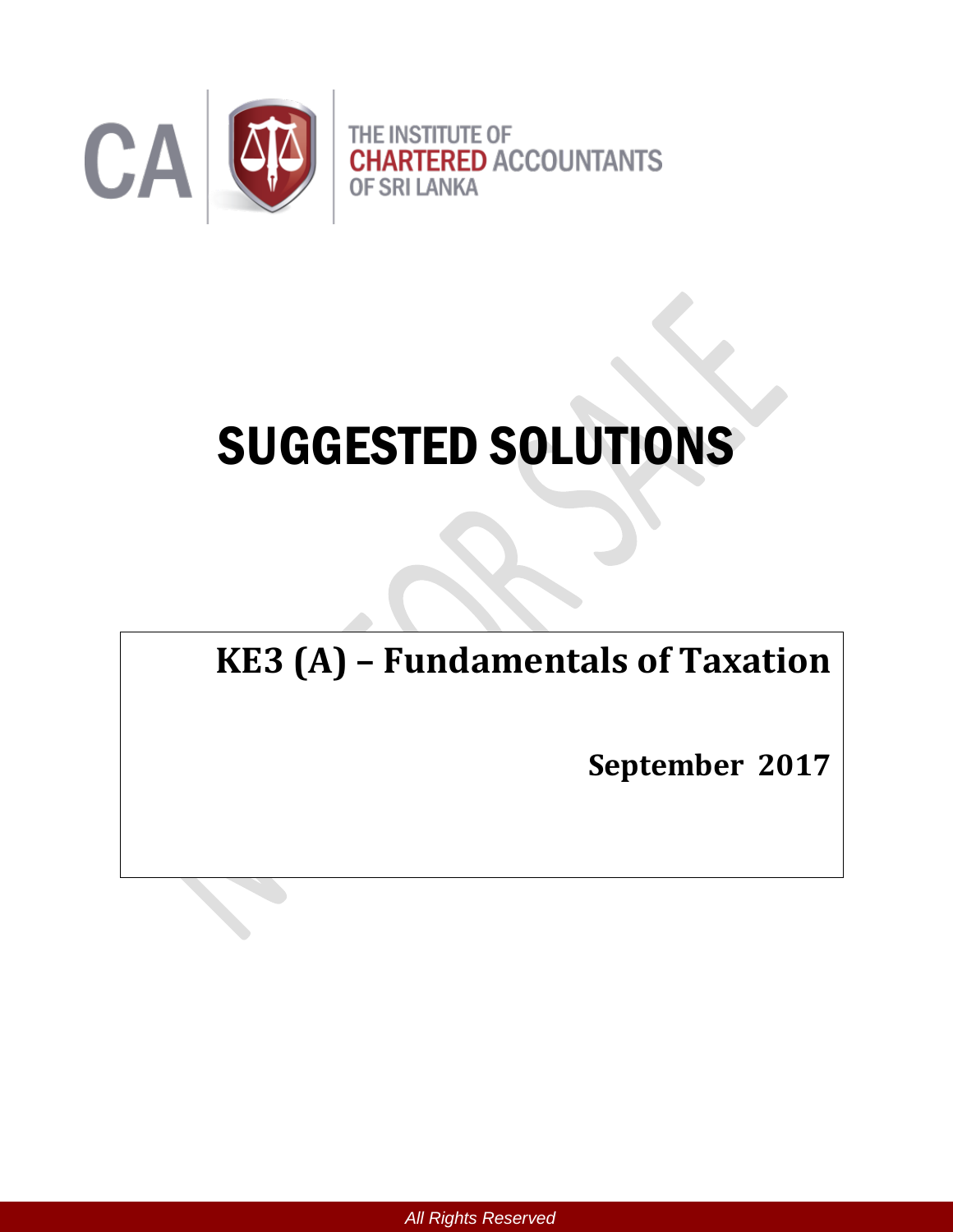THE INSTITUTE OF CHARTERED ACCOUNTANTS OF SRI LANKA

# SUGGESTED SOLUTIONS

## KE3 (A) – Fundamentals of Taxation

**September 2017**

All Rights Reserved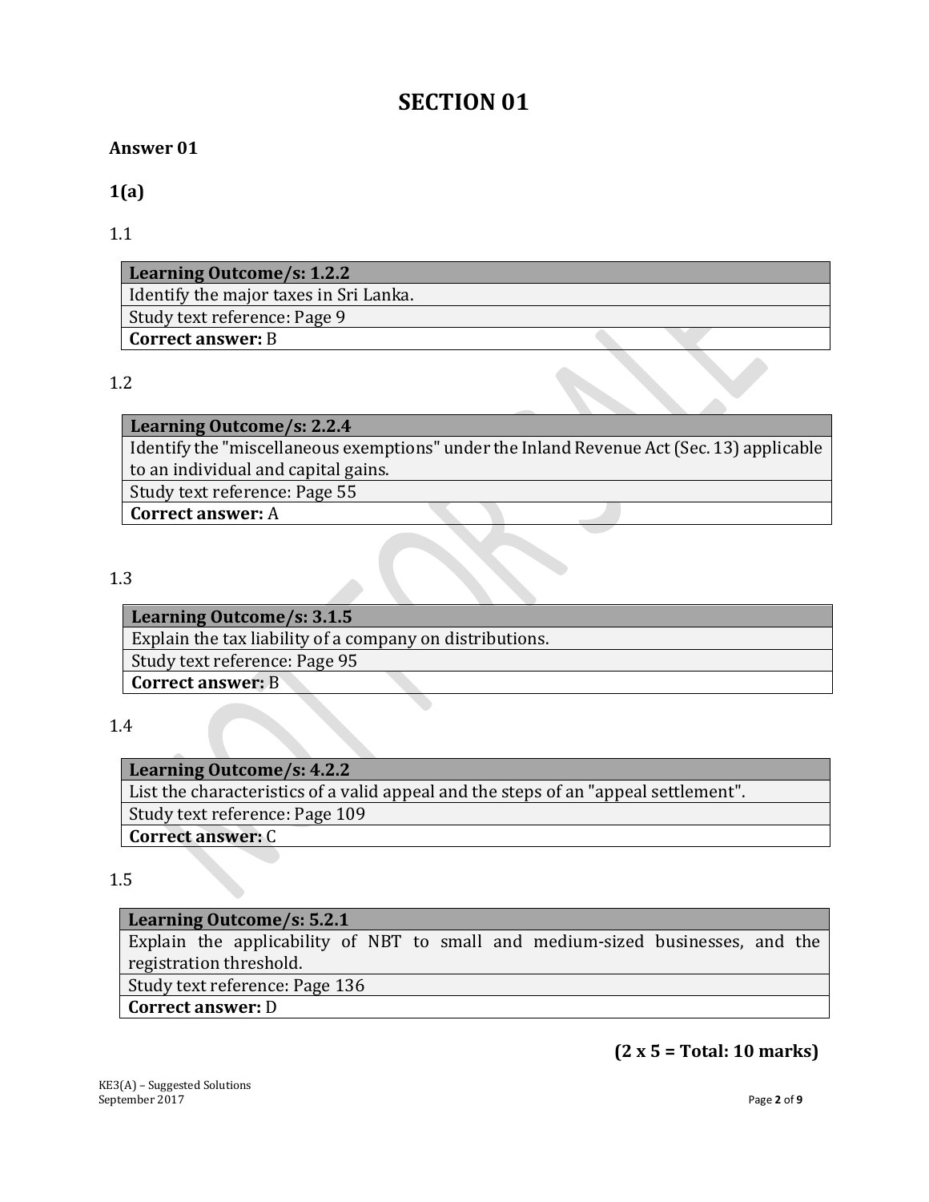# SECTION 01

**Answer 01**

**1(a)**

1.1

| **Learning Outcome/s: 1.2.2** |
|---|
| Identify the major taxes in Sri Lanka. |
| Study text reference: Page 9 |
| **Correct answer:** B |

1.2

| **Learning Outcome/s: 2.2.4** |
|---|
| Identify the "miscellaneous exemptions" under the Inland Revenue Act (Sec. 13) applicable to an individual and capital gains. |
| Study text reference: Page 55 |
| **Correct answer:** A |

1.3

| **Learning Outcome/s: 3.1.5** |
|---|
| Explain the tax liability of a company on distributions. |
| Study text reference: Page 95 |
| **Correct answer:** B |

1.4

| **Learning Outcome/s: 4.2.2** |
|---|
| List the characteristics of a valid appeal and the steps of an "appeal settlement". |
| Study text reference: Page 109 |
| **Correct answer:** C |

1.5

| **Learning Outcome/s: 5.2.1** |
|---|
| Explain the applicability of NBT to small and medium-sized businesses, and the registration threshold. |
| Study text reference: Page 136 |
| **Correct answer:** D |

**(2 x 5 = Total: 10 marks)**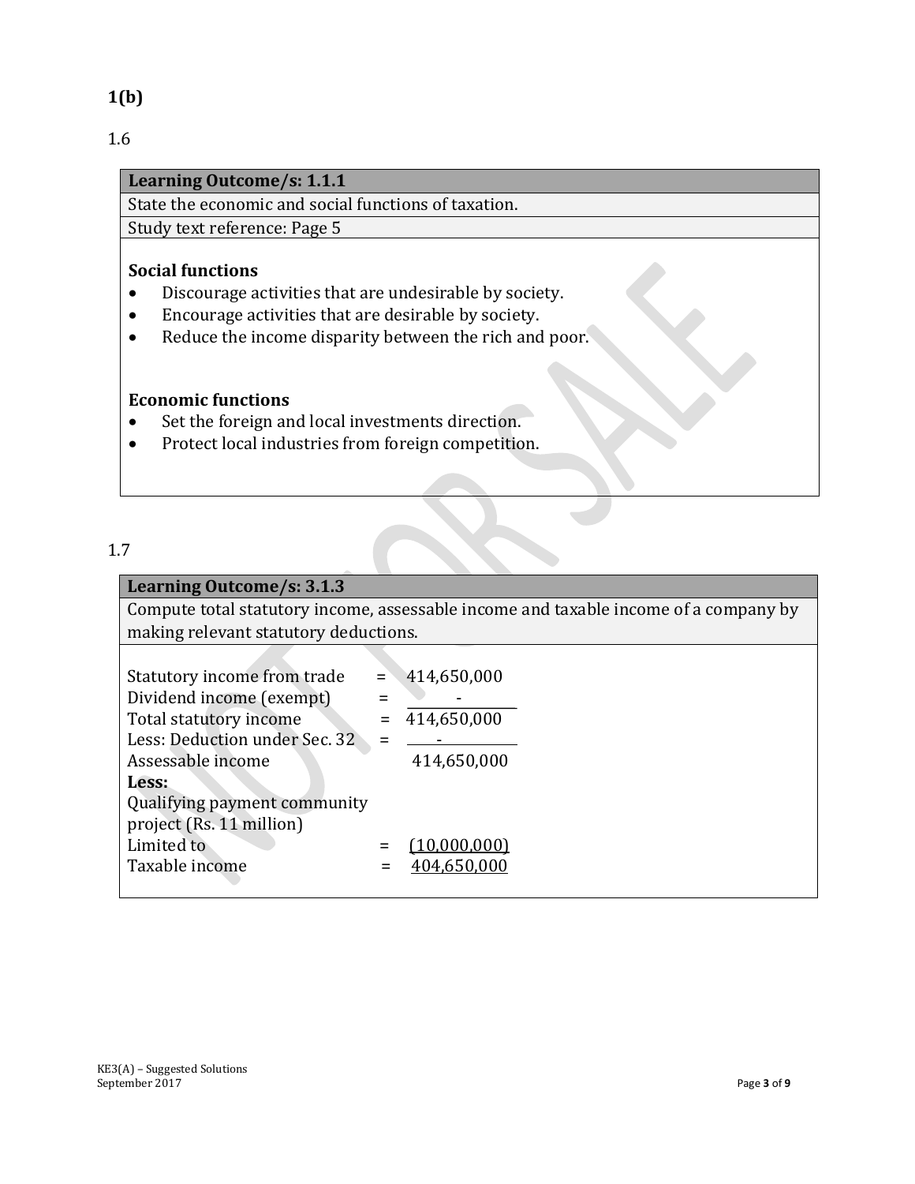**1(b)**

1.6

| Learning Outcome/s: 1.1.1 |
| --- |
| State the economic and social functions of taxation. |
| Study text reference: Page 5 |

**Social functions**

- Discourage activities that are undesirable by society.
- Encourage activities that are desirable by society.
- Reduce the income disparity between the rich and poor.

**Economic functions**

- Set the foreign and local investments direction.
- Protect local industries from foreign competition.

1.7

| Learning Outcome/s: 3.1.3 |
| --- |
| Compute total statutory income, assessable income and taxable income of a company by making relevant statutory deductions. |

| | | |
| --- | --- | --- |
| Statutory income from trade | = | 414,650,000 |
| Dividend income (exempt) | = | - |
| Total statutory income | = | 414,650,000 |
| Less: Deduction under Sec. 32 | = | - |
| Assessable income | | 414,650,000 |
| **Less:** | | |
| Qualifying payment community project (Rs. 11 million) | | |
| Limited to | = | (10,000,000) |
| Taxable income | = | 404,650,000 |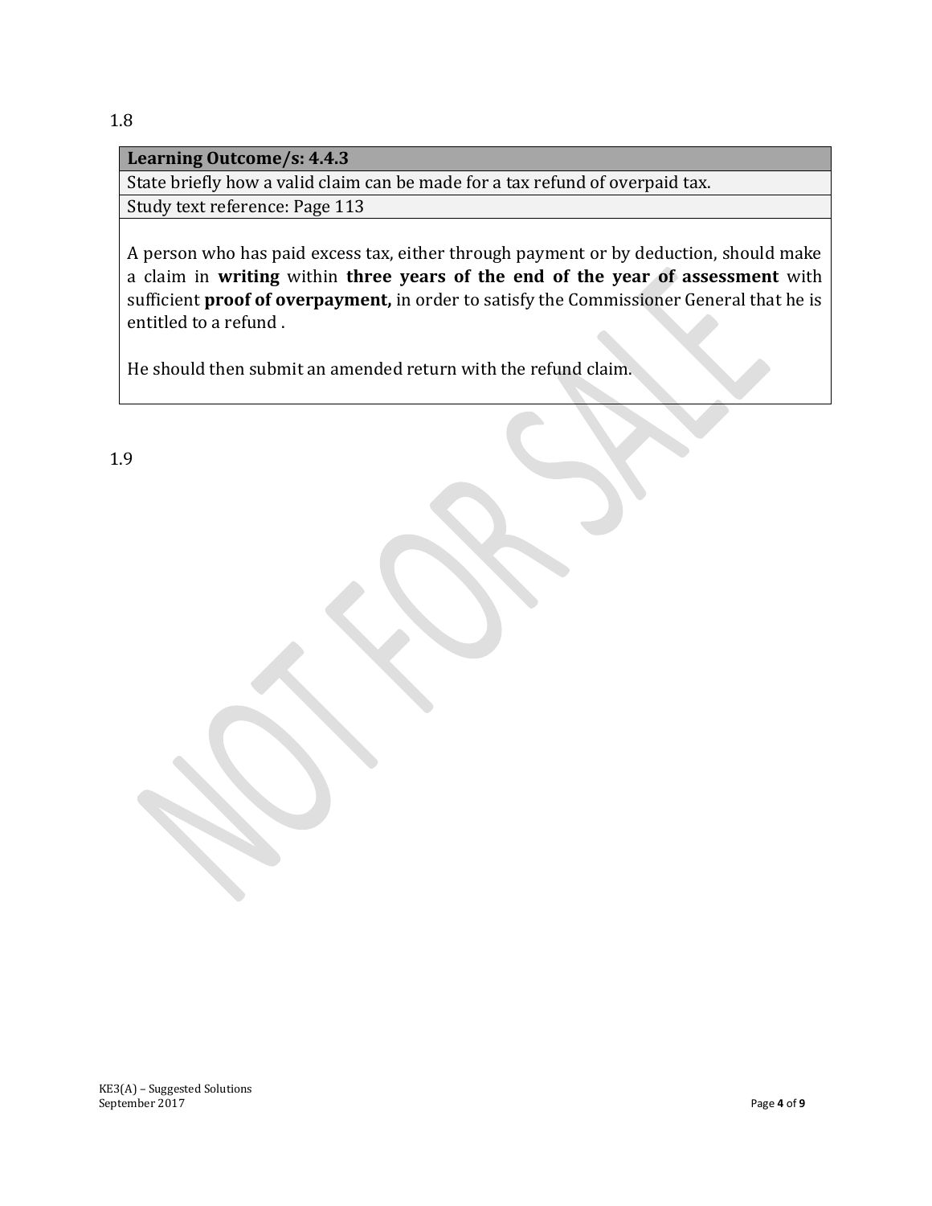1.8

| **Learning Outcome/s: 4.4.3** |
|---|
| State briefly how a valid claim can be made for a tax refund of overpaid tax. |
| Study text reference: Page 113 |

A person who has paid excess tax, either through payment or by deduction, should make a claim in **writing** within **three years of the end of the year of assessment** with sufficient **proof of overpayment,** in order to satisfy the Commissioner General that he is entitled to a refund .

He should then submit an amended return with the refund claim.

1.9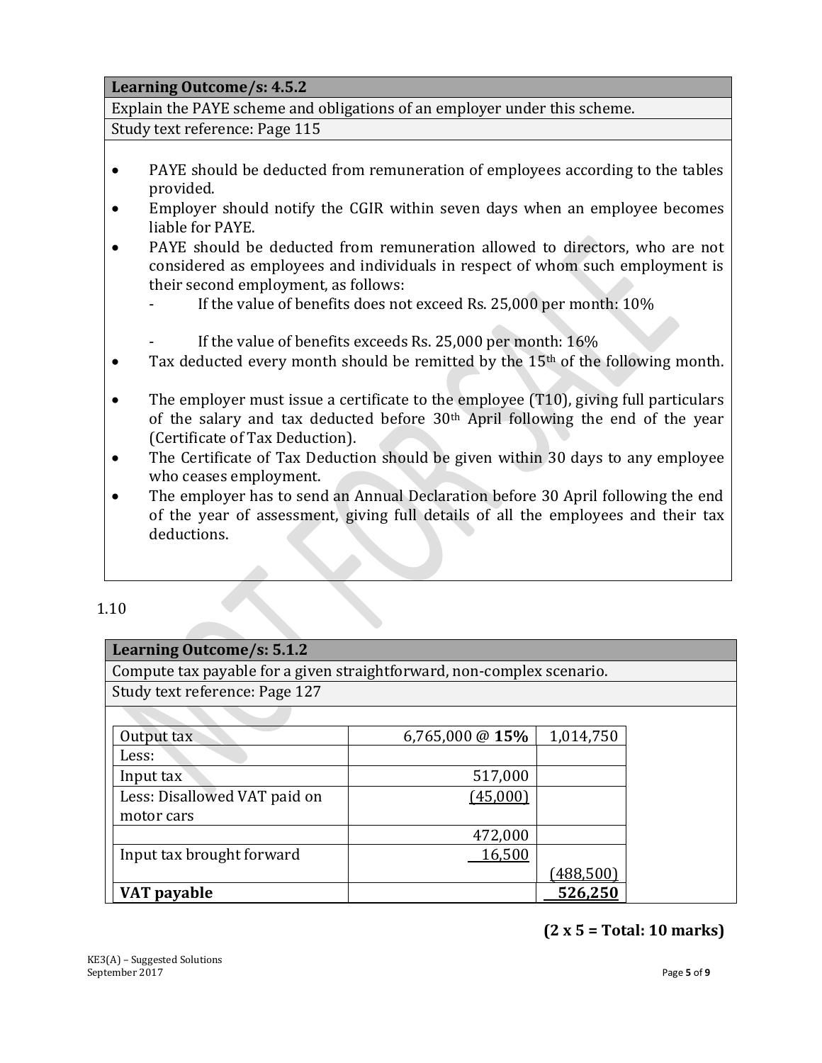| **Learning Outcome/s: 4.5.2** |
|---|
| Explain the PAYE scheme and obligations of an employer under this scheme. |
| Study text reference: Page 115 |

- PAYE should be deducted from remuneration of employees according to the tables provided.
- Employer should notify the CGIR within seven days when an employee becomes liable for PAYE.
- PAYE should be deducted from remuneration allowed to directors, who are not considered as employees and individuals in respect of whom such employment is their second employment, as follows:
  - If the value of benefits does not exceed Rs. 25,000 per month: 10%
  - If the value of benefits exceeds Rs. 25,000 per month: 16%
- Tax deducted every month should be remitted by the 15th of the following month.
- The employer must issue a certificate to the employee (T10), giving full particulars of the salary and tax deducted before 30th April following the end of the year (Certificate of Tax Deduction).
- The Certificate of Tax Deduction should be given within 30 days to any employee who ceases employment.
- The employer has to send an Annual Declaration before 30 April following the end of the year of assessment, giving full details of all the employees and their tax deductions.

1.10

| **Learning Outcome/s: 5.1.2** |
|---|
| Compute tax payable for a given straightforward, non-complex scenario. |
| Study text reference: Page 127 |

| | | |
|---|---|---|
| Output tax | 6,765,000 @ **15%** | 1,014,750 |
| Less: | | |
| Input tax | 517,000 | |
| Less: Disallowed VAT paid on motor cars | (45,000) | |
| | 472,000 | |
| Input tax brought forward | 16,500 | (488,500) |
| **VAT payable** | | **526,250** |

**(2 x 5 = Total: 10 marks)**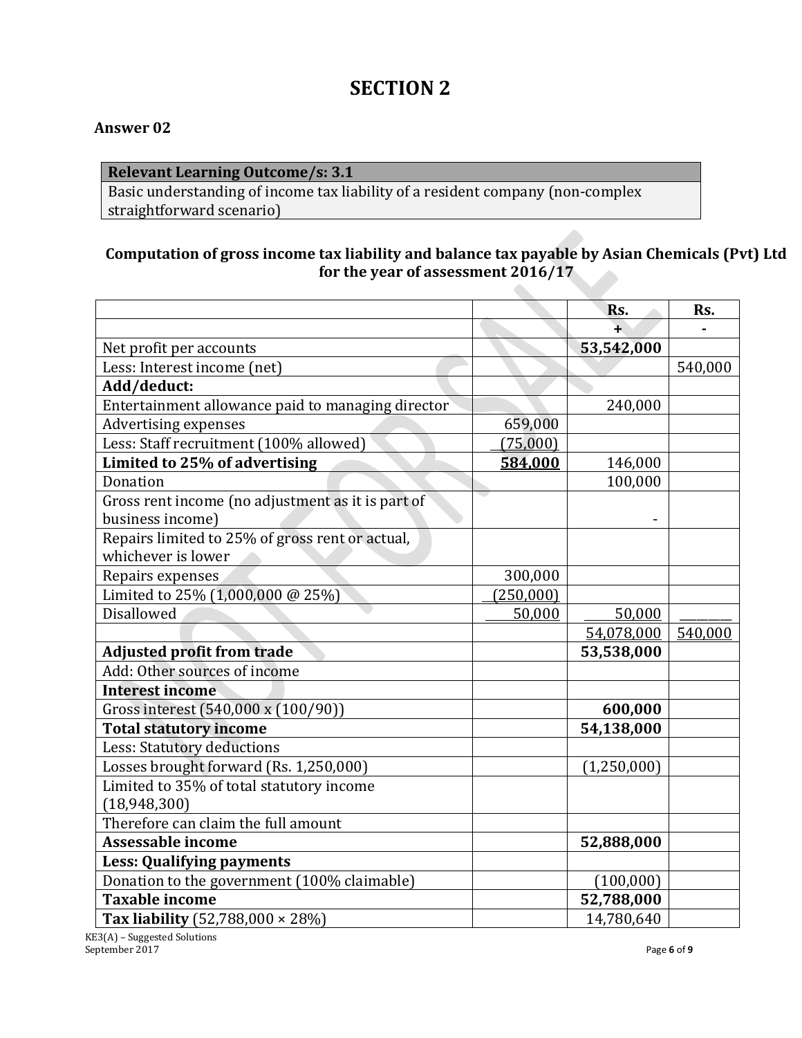# SECTION 2

**Answer 02**

| Relevant Learning Outcome/s: 3.1 |
|---|
| Basic understanding of income tax liability of a resident company (non-complex straightforward scenario) |

**Computation of gross income tax liability and balance tax payable by Asian Chemicals (Pvt) Ltd for the year of assessment 2016/17**

| | | Rs. | Rs. |
|---|---|---|---|
| | | + | - |
| Net profit per accounts | | **53,542,000** | |
| Less: Interest income (net) | | | 540,000 |
| **Add/deduct:** | | | |
| Entertainment allowance paid to managing director | | 240,000 | |
| Advertising expenses | 659,000 | | |
| Less: Staff recruitment (100% allowed) | (75,000) | | |
| **Limited to 25% of advertising** | **584,000** | 146,000 | |
| Donation | | 100,000 | |
| Gross rent income (no adjustment as it is part of business income) | | - | |
| Repairs limited to 25% of gross rent or actual, whichever is lower | | | |
| Repairs expenses | 300,000 | | |
| Limited to 25% (1,000,000 @ 25%) | (250,000) | | |
| Disallowed | 50,000 | 50,000 | |
| | | 54,078,000 | 540,000 |
| **Adjusted profit from trade** | | **53,538,000** | |
| Add: Other sources of income | | | |
| **Interest income** | | | |
| Gross interest (540,000 x (100/90)) | | **600,000** | |
| **Total statutory income** | | **54,138,000** | |
| Less: Statutory deductions | | | |
| Losses brought forward (Rs. 1,250,000) | | (1,250,000) | |
| Limited to 35% of total statutory income (18,948,300) | | | |
| Therefore can claim the full amount | | | |
| **Assessable income** | | **52,888,000** | |
| **Less: Qualifying payments** | | | |
| Donation to the government (100% claimable) | | (100,000) | |
| **Taxable income** | | **52,788,000** | |
| **Tax liability** (52,788,000 × 28%) | | 14,780,640 | |

KE3(A) – Suggested Solutions
September 2017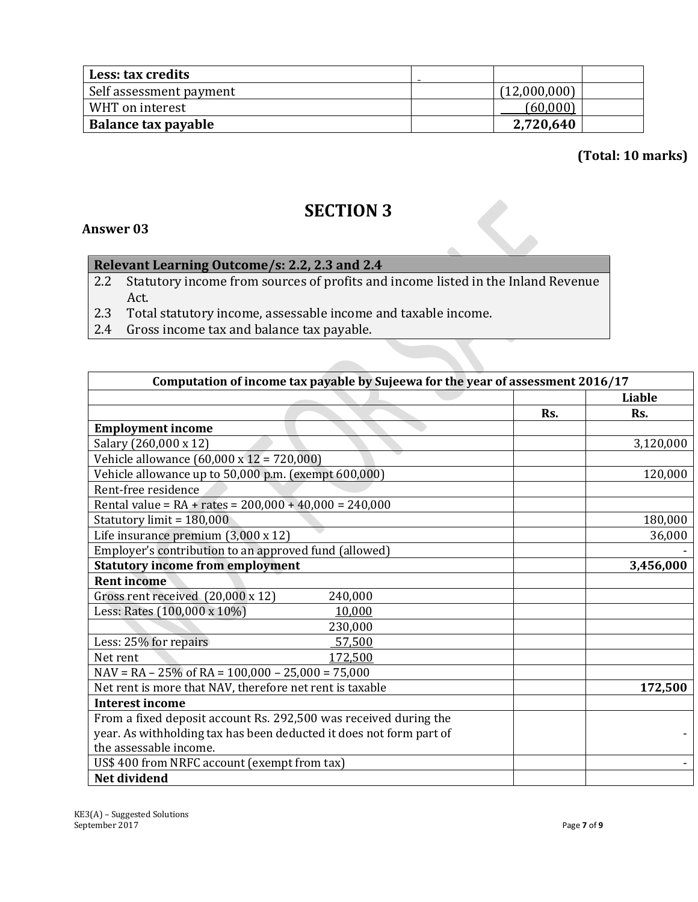| Less: tax credits | - | | |
|---|---|---|---|
| Self assessment payment | | (12,000,000) | |
| WHT on interest | | (60,000) | |
| **Balance tax payable** | | **2,720,640** | |

**(Total: 10 marks)**

# SECTION 3

**Answer 03**

| Relevant Learning Outcome/s: 2.2, 2.3 and 2.4 |
|---|
| 2.2 Statutory income from sources of profits and income listed in the Inland Revenue Act. |
| 2.3 Total statutory income, assessable income and taxable income. |
| 2.4 Gross income tax and balance tax payable. |

| Computation of income tax payable by Sujeewa for the year of assessment 2016/17 | | |
|---|---|---|
| | | Liable |
| | Rs. | Rs. |
| **Employment income** | | |
| Salary (260,000 x 12) | | 3,120,000 |
| Vehicle allowance (60,000 x 12 = 720,000) | | |
| Vehicle allowance up to 50,000 p.m. (exempt 600,000) | | 120,000 |
| Rent-free residence | | |
| Rental value = RA + rates = 200,000 + 40,000 = 240,000 | | |
| Statutory limit = 180,000 | | 180,000 |
| Life insurance premium (3,000 x 12) | | 36,000 |
| Employer's contribution to an approved fund (allowed) | | - |
| **Statutory income from employment** | | **3,456,000** |
| **Rent income** | | |
| Gross rent received (20,000 x 12) 240,000 | | |
| Less: Rates (100,000 x 10%) 10,000 | | |
| 230,000 | | |
| Less: 25% for repairs 57,500 | | |
| Net rent 172,500 | | |
| NAV = RA – 25% of RA = 100,000 – 25,000 = 75,000 | | |
| Net rent is more that NAV, therefore net rent is taxable | | **172,500** |
| **Interest income** | | |
| From a fixed deposit account Rs. 292,500 was received during the year. As withholding tax has been deducted it does not form part of the assessable income. | | - |
| US$ 400 from NRFC account (exempt from tax) | | - |
| **Net dividend** | | |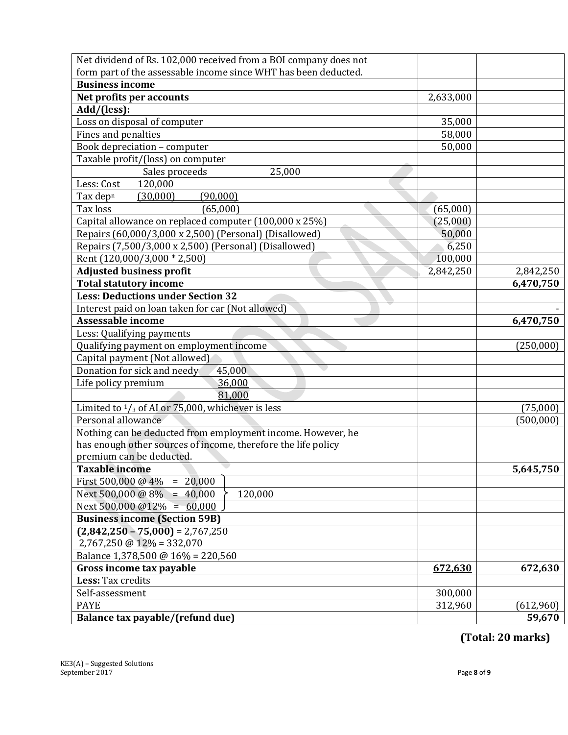| | | |
|---|---|---|
| Net dividend of Rs. 102,000 received from a BOI company does not form part of the assessable income since WHT has been deducted. | | |
| **Business income** | | |
| **Net profits per accounts** | 2,633,000 | |
| **Add/(less):** | | |
| Loss on disposal of computer | 35,000 | |
| Fines and penalties | 58,000 | |
| Book depreciation – computer | 50,000 | |
| Taxable profit/(loss) on computer | | |
| Sales proceeds 25,000 | | |
| Less: Cost 120,000 | | |
| Tax dep$^{n}$ (30,000) (90,000) | | |
| Tax loss (65,000) | (65,000) | |
| Capital allowance on replaced computer (100,000 x 25%) | (25,000) | |
| Repairs (60,000/3,000 x 2,500) (Personal) (Disallowed) | 50,000 | |
| Repairs (7,500/3,000 x 2,500) (Personal) (Disallowed) | 6,250 | |
| Rent (120,000/3,000 * 2,500) | 100,000 | |
| **Adjusted business profit** | 2,842,250 | 2,842,250 |
| **Total statutory income** | | **6,470,750** |
| **Less: Deductions under Section 32** | | |
| Interest paid on loan taken for car (Not allowed) | | - |
| **Assessable income** | | **6,470,750** |
| Less: Qualifying payments | | |
| Qualifying payment on employment income | | (250,000) |
| Capital payment (Not allowed) | | |
| Donation for sick and needy 45,000 | | |
| Life policy premium 36,000 | | |
| 81,000 | | |
| Limited to $^1/_3$ of AI or 75,000, whichever is less | | (75,000) |
| Personal allowance | | (500,000) |
| Nothing can be deducted from employment income. However, he has enough other sources of income, therefore the life policy premium can be deducted. | | |
| **Taxable income** | | **5,645,750** |
| First 500,000 @ 4% = 20,000 | | |
| Next 500,000 @ 8% = 40,000 } 120,000 | | |
| Next 500,000 @12% = 60,000 | | |
| **Business income (Section 59B)** | | |
| **(2,842,250 – 75,000)** = 2,767,250<br>2,767,250 @ 12% = 332,070 | | |
| Balance 1,378,500 @ 16% = 220,560 | | |
| **Gross income tax payable** | **672,630** | **672,630** |
| **Less:** Tax credits | | |
| Self-assessment | 300,000 | |
| PAYE | 312,960 | (612,960) |
| **Balance tax payable/(refund due)** | | **59,670** |

**(Total: 20 marks)**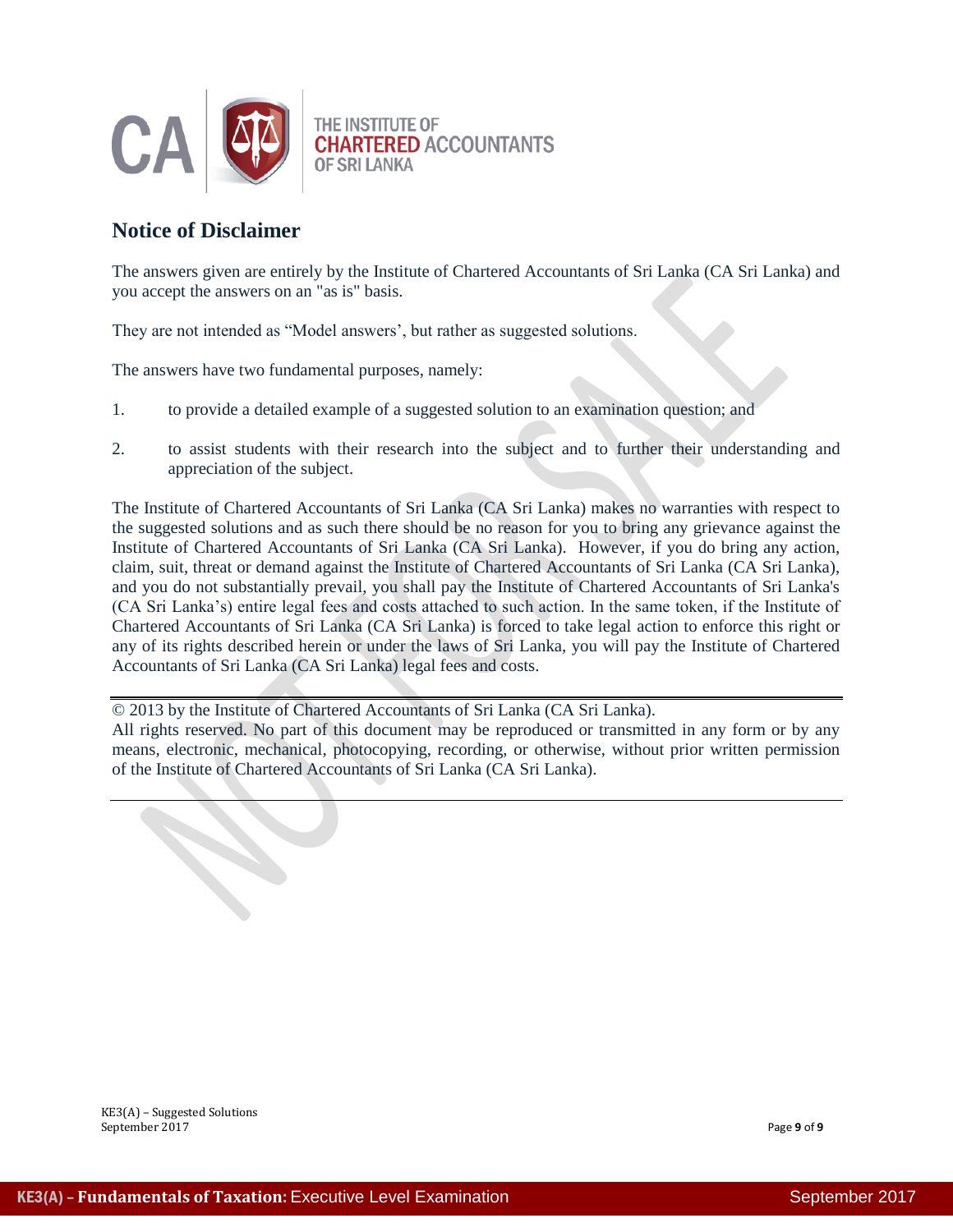THE INSTITUTE OF CHARTERED ACCOUNTANTS OF SRI LANKA

## Notice of Disclaimer

The answers given are entirely by the Institute of Chartered Accountants of Sri Lanka (CA Sri Lanka) and you accept the answers on an "as is" basis.

They are not intended as "Model answers', but rather as suggested solutions.

The answers have two fundamental purposes, namely:

1. to provide a detailed example of a suggested solution to an examination question; and

2. to assist students with their research into the subject and to further their understanding and appreciation of the subject.

The Institute of Chartered Accountants of Sri Lanka (CA Sri Lanka) makes no warranties with respect to the suggested solutions and as such there should be no reason for you to bring any grievance against the Institute of Chartered Accountants of Sri Lanka (CA Sri Lanka). However, if you do bring any action, claim, suit, threat or demand against the Institute of Chartered Accountants of Sri Lanka (CA Sri Lanka), and you do not substantially prevail, you shall pay the Institute of Chartered Accountants of Sri Lanka's (CA Sri Lanka's) entire legal fees and costs attached to such action. In the same token, if the Institute of Chartered Accountants of Sri Lanka (CA Sri Lanka) is forced to take legal action to enforce this right or any of its rights described herein or under the laws of Sri Lanka, you will pay the Institute of Chartered Accountants of Sri Lanka (CA Sri Lanka) legal fees and costs.

---

© 2013 by the Institute of Chartered Accountants of Sri Lanka (CA Sri Lanka).
All rights reserved. No part of this document may be reproduced or transmitted in any form or by any means, electronic, mechanical, photocopying, recording, or otherwise, without prior written permission of the Institute of Chartered Accountants of Sri Lanka (CA Sri Lanka).

---